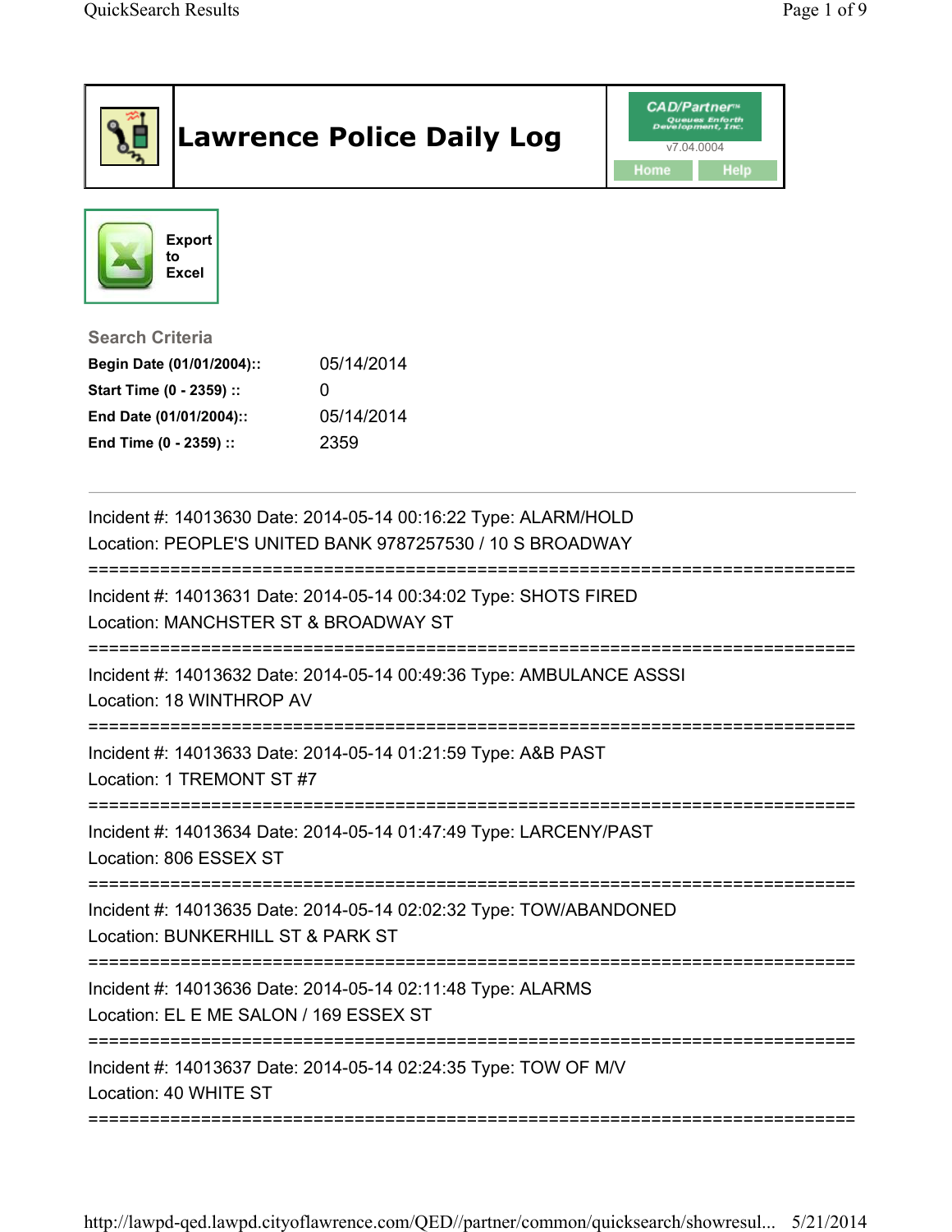# Lawrence Police Daily Log

CAD/Partner
v7.04.0004
Home Help

Export to Excel

### Search Criteria

| | |
|---|---|
| **Begin Date (01/01/2004)::** | 05/14/2014 |
| **Start Time (0 - 2359) ::** | 0 |
| **End Date (01/01/2004)::** | 05/14/2014 |
| **End Time (0 - 2359) ::** | 2359 |

---

Incident #: 14013630 Date: 2014-05-14 00:16:22 Type: ALARM/HOLD
Location: PEOPLE'S UNITED BANK 9787257530 / 10 S BROADWAY

===========================================================================

Incident #: 14013631 Date: 2014-05-14 00:34:02 Type: SHOTS FIRED
Location: MANCHSTER ST & BROADWAY ST

===========================================================================

Incident #: 14013632 Date: 2014-05-14 00:49:36 Type: AMBULANCE ASSSI
Location: 18 WINTHROP AV

===========================================================================

Incident #: 14013633 Date: 2014-05-14 01:21:59 Type: A&B PAST
Location: 1 TREMONT ST #7

===========================================================================

Incident #: 14013634 Date: 2014-05-14 01:47:49 Type: LARCENY/PAST
Location: 806 ESSEX ST

===========================================================================

Incident #: 14013635 Date: 2014-05-14 02:02:32 Type: TOW/ABANDONED
Location: BUNKERHILL ST & PARK ST

===========================================================================

Incident #: 14013636 Date: 2014-05-14 02:11:48 Type: ALARMS
Location: EL E ME SALON / 169 ESSEX ST

===========================================================================

Incident #: 14013637 Date: 2014-05-14 02:24:35 Type: TOW OF M/V
Location: 40 WHITE ST

===========================================================================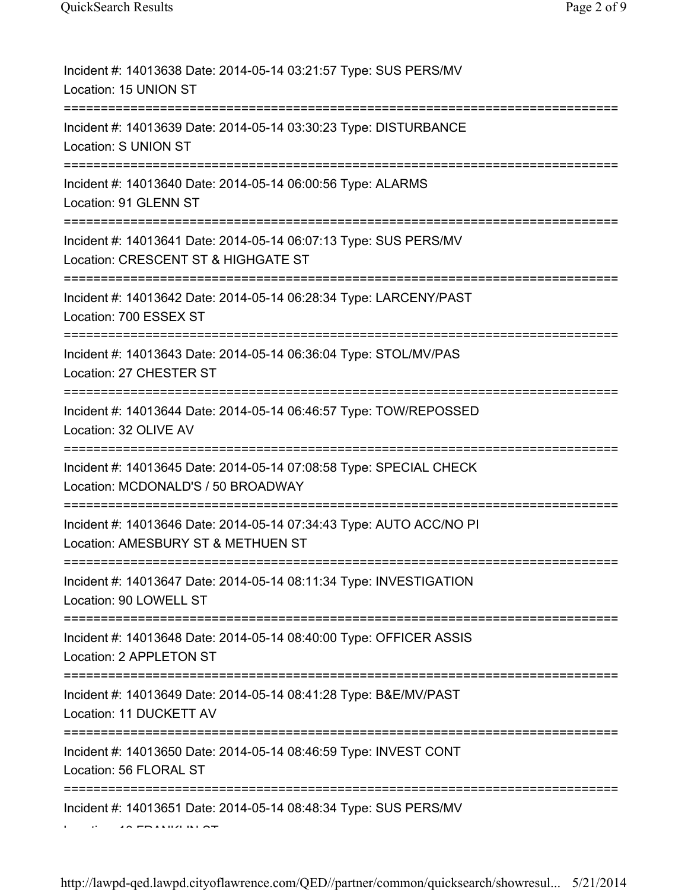Incident #: 14013638 Date: 2014-05-14 03:21:57 Type: SUS PERS/MV
Location: 15 UNION ST
===========================================================================
Incident #: 14013639 Date: 2014-05-14 03:30:23 Type: DISTURBANCE
Location: S UNION ST
===========================================================================
Incident #: 14013640 Date: 2014-05-14 06:00:56 Type: ALARMS
Location: 91 GLENN ST
===========================================================================
Incident #: 14013641 Date: 2014-05-14 06:07:13 Type: SUS PERS/MV
Location: CRESCENT ST & HIGHGATE ST
===========================================================================
Incident #: 14013642 Date: 2014-05-14 06:28:34 Type: LARCENY/PAST
Location: 700 ESSEX ST
===========================================================================
Incident #: 14013643 Date: 2014-05-14 06:36:04 Type: STOL/MV/PAS
Location: 27 CHESTER ST
===========================================================================
Incident #: 14013644 Date: 2014-05-14 06:46:57 Type: TOW/REPOSSED
Location: 32 OLIVE AV
===========================================================================
Incident #: 14013645 Date: 2014-05-14 07:08:58 Type: SPECIAL CHECK
Location: MCDONALD'S / 50 BROADWAY
===========================================================================
Incident #: 14013646 Date: 2014-05-14 07:34:43 Type: AUTO ACC/NO PI
Location: AMESBURY ST & METHUEN ST
===========================================================================
Incident #: 14013647 Date: 2014-05-14 08:11:34 Type: INVESTIGATION
Location: 90 LOWELL ST
===========================================================================
Incident #: 14013648 Date: 2014-05-14 08:40:00 Type: OFFICER ASSIS
Location: 2 APPLETON ST
===========================================================================
Incident #: 14013649 Date: 2014-05-14 08:41:28 Type: B&E/MV/PAST
Location: 11 DUCKETT AV
===========================================================================
Incident #: 14013650 Date: 2014-05-14 08:46:59 Type: INVEST CONT
Location: 56 FLORAL ST
===========================================================================
Incident #: 14013651 Date: 2014-05-14 08:48:34 Type: SUS PERS/MV
Location: 10 FRANKLIN ST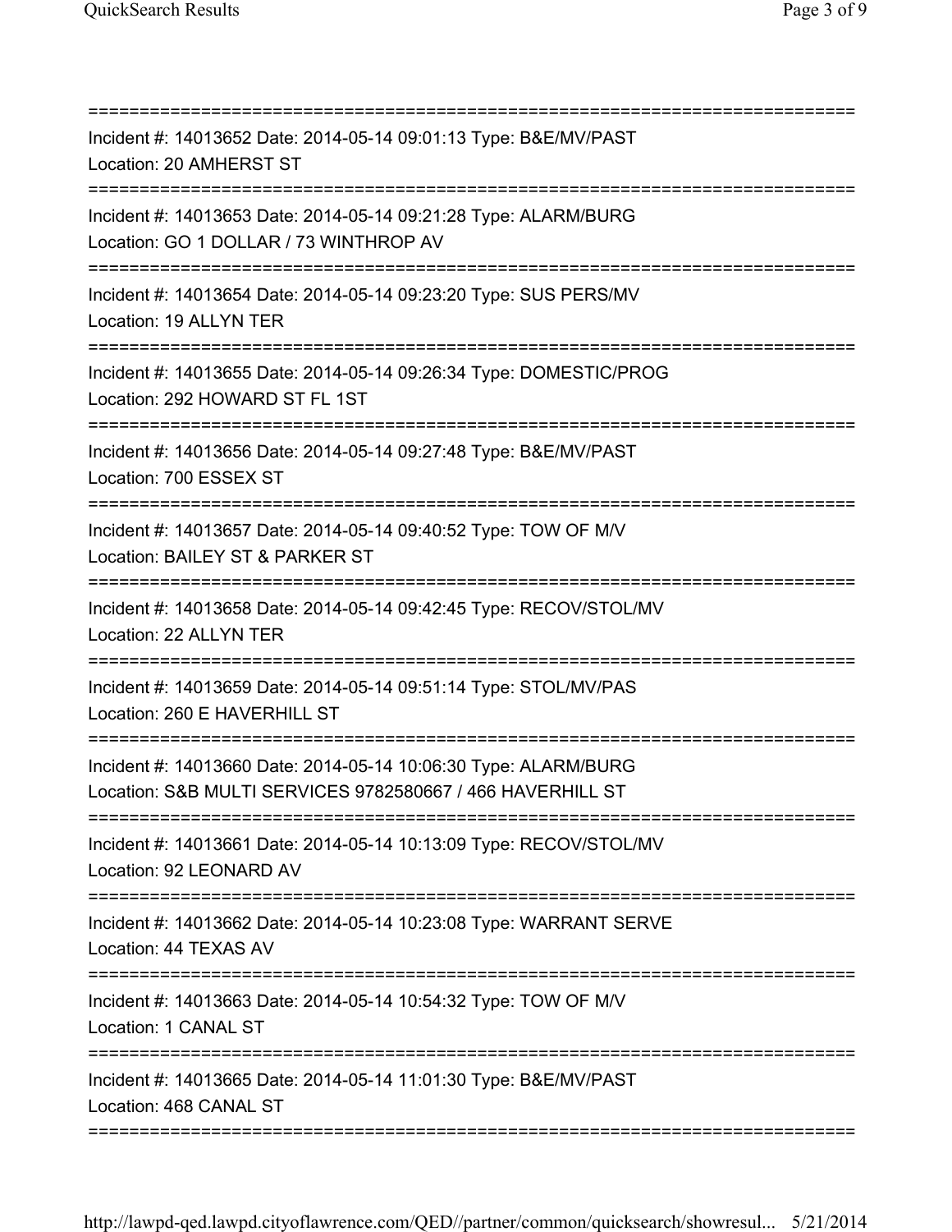===========================================================================

Incident #: 14013652 Date: 2014-05-14 09:01:13 Type: B&E/MV/PAST

Location: 20 AMHERST ST

===========================================================================

Incident #: 14013653 Date: 2014-05-14 09:21:28 Type: ALARM/BURG

Location: GO 1 DOLLAR / 73 WINTHROP AV

===========================================================================

Incident #: 14013654 Date: 2014-05-14 09:23:20 Type: SUS PERS/MV

Location: 19 ALLYN TER

===========================================================================

Incident #: 14013655 Date: 2014-05-14 09:26:34 Type: DOMESTIC/PROG

Location: 292 HOWARD ST FL 1ST

===========================================================================

Incident #: 14013656 Date: 2014-05-14 09:27:48 Type: B&E/MV/PAST

Location: 700 ESSEX ST

===========================================================================

Incident #: 14013657 Date: 2014-05-14 09:40:52 Type: TOW OF M/V

Location: BAILEY ST & PARKER ST

===========================================================================

Incident #: 14013658 Date: 2014-05-14 09:42:45 Type: RECOV/STOL/MV

Location: 22 ALLYN TER

===========================================================================

Incident #: 14013659 Date: 2014-05-14 09:51:14 Type: STOL/MV/PAS

Location: 260 E HAVERHILL ST

===========================================================================

Incident #: 14013660 Date: 2014-05-14 10:06:30 Type: ALARM/BURG

Location: S&B MULTI SERVICES 9782580667 / 466 HAVERHILL ST

===========================================================================

Incident #: 14013661 Date: 2014-05-14 10:13:09 Type: RECOV/STOL/MV

Location: 92 LEONARD AV

===========================================================================

Incident #: 14013662 Date: 2014-05-14 10:23:08 Type: WARRANT SERVE

Location: 44 TEXAS AV

===========================================================================

Incident #: 14013663 Date: 2014-05-14 10:54:32 Type: TOW OF M/V

Location: 1 CANAL ST

===========================================================================

Incident #: 14013665 Date: 2014-05-14 11:01:30 Type: B&E/MV/PAST

Location: 468 CANAL ST

===========================================================================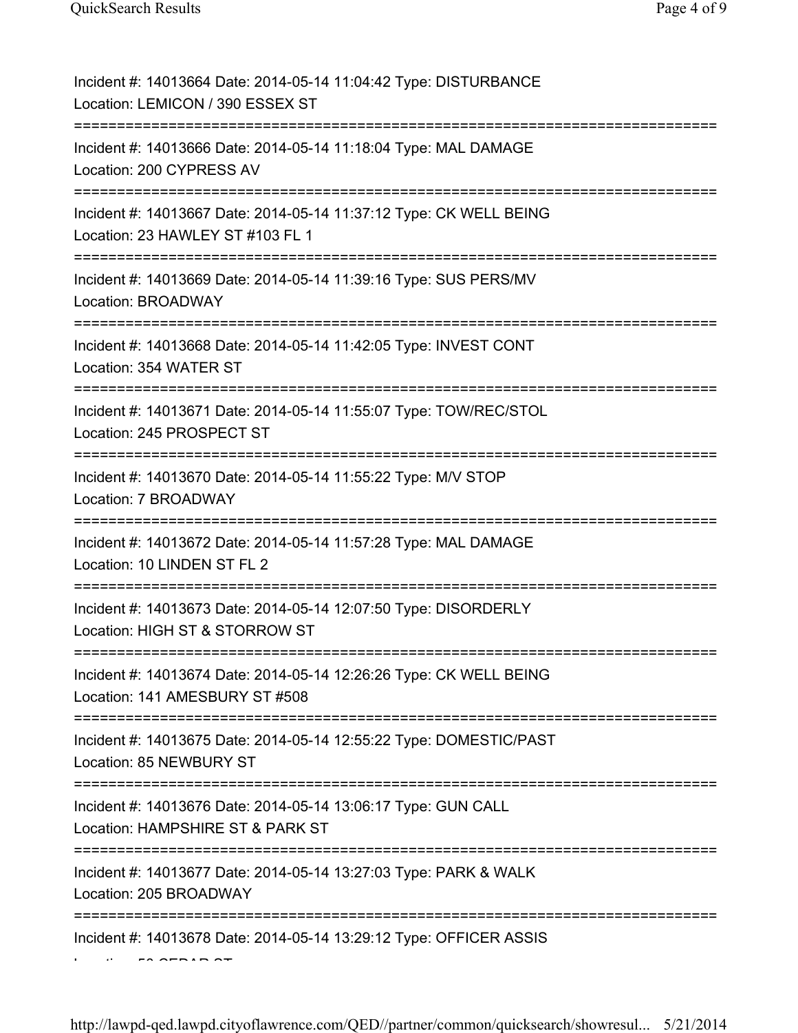Incident #: 14013664 Date: 2014-05-14 11:04:42 Type: DISTURBANCE
Location: LEMICON / 390 ESSEX ST

===========================================================================

Incident #: 14013666 Date: 2014-05-14 11:18:04 Type: MAL DAMAGE
Location: 200 CYPRESS AV

===========================================================================

Incident #: 14013667 Date: 2014-05-14 11:37:12 Type: CK WELL BEING
Location: 23 HAWLEY ST #103 FL 1

===========================================================================

Incident #: 14013669 Date: 2014-05-14 11:39:16 Type: SUS PERS/MV
Location: BROADWAY

===========================================================================

Incident #: 14013668 Date: 2014-05-14 11:42:05 Type: INVEST CONT
Location: 354 WATER ST

===========================================================================

Incident #: 14013671 Date: 2014-05-14 11:55:07 Type: TOW/REC/STOL
Location: 245 PROSPECT ST

===========================================================================

Incident #: 14013670 Date: 2014-05-14 11:55:22 Type: M/V STOP
Location: 7 BROADWAY

===========================================================================

Incident #: 14013672 Date: 2014-05-14 11:57:28 Type: MAL DAMAGE
Location: 10 LINDEN ST FL 2

===========================================================================

Incident #: 14013673 Date: 2014-05-14 12:07:50 Type: DISORDERLY
Location: HIGH ST & STORROW ST

===========================================================================

Incident #: 14013674 Date: 2014-05-14 12:26:26 Type: CK WELL BEING
Location: 141 AMESBURY ST #508

===========================================================================

Incident #: 14013675 Date: 2014-05-14 12:55:22 Type: DOMESTIC/PAST
Location: 85 NEWBURY ST

===========================================================================

Incident #: 14013676 Date: 2014-05-14 13:06:17 Type: GUN CALL
Location: HAMPSHIRE ST & PARK ST

===========================================================================

Incident #: 14013677 Date: 2014-05-14 13:27:03 Type: PARK & WALK
Location: 205 BROADWAY

===========================================================================

Incident #: 14013678 Date: 2014-05-14 13:29:12 Type: OFFICER ASSIS
Location: 50 CEDAR ST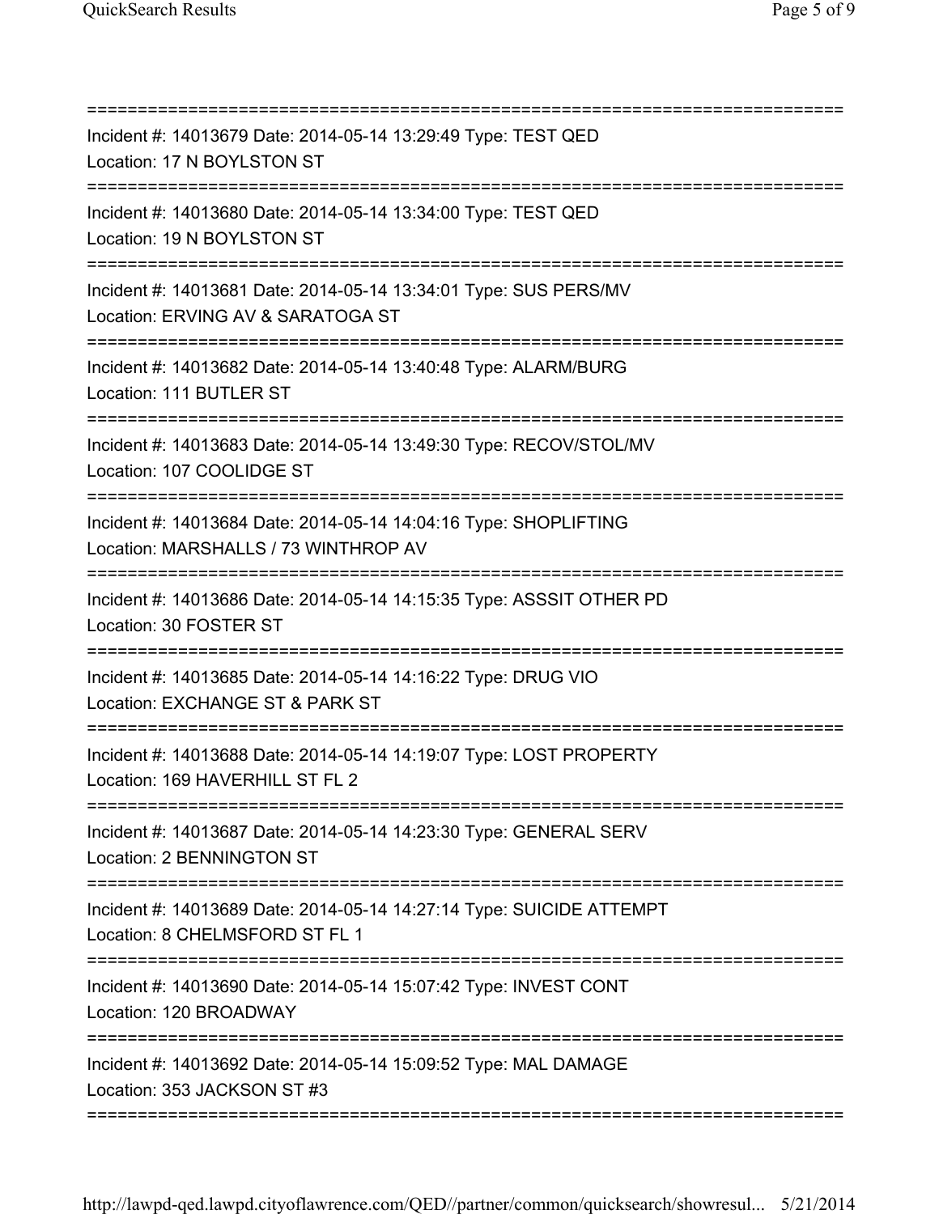===========================================================================

Incident #: 14013679 Date: 2014-05-14 13:29:49 Type: TEST QED
Location: 17 N BOYLSTON ST

===========================================================================

Incident #: 14013680 Date: 2014-05-14 13:34:00 Type: TEST QED
Location: 19 N BOYLSTON ST

===========================================================================

Incident #: 14013681 Date: 2014-05-14 13:34:01 Type: SUS PERS/MV
Location: ERVING AV & SARATOGA ST

===========================================================================

Incident #: 14013682 Date: 2014-05-14 13:40:48 Type: ALARM/BURG
Location: 111 BUTLER ST

===========================================================================

Incident #: 14013683 Date: 2014-05-14 13:49:30 Type: RECOV/STOL/MV
Location: 107 COOLIDGE ST

===========================================================================

Incident #: 14013684 Date: 2014-05-14 14:04:16 Type: SHOPLIFTING
Location: MARSHALLS / 73 WINTHROP AV

===========================================================================

Incident #: 14013686 Date: 2014-05-14 14:15:35 Type: ASSSIT OTHER PD
Location: 30 FOSTER ST

===========================================================================

Incident #: 14013685 Date: 2014-05-14 14:16:22 Type: DRUG VIO
Location: EXCHANGE ST & PARK ST

===========================================================================

Incident #: 14013688 Date: 2014-05-14 14:19:07 Type: LOST PROPERTY
Location: 169 HAVERHILL ST FL 2

===========================================================================

Incident #: 14013687 Date: 2014-05-14 14:23:30 Type: GENERAL SERV
Location: 2 BENNINGTON ST

===========================================================================

Incident #: 14013689 Date: 2014-05-14 14:27:14 Type: SUICIDE ATTEMPT
Location: 8 CHELMSFORD ST FL 1

===========================================================================

Incident #: 14013690 Date: 2014-05-14 15:07:42 Type: INVEST CONT
Location: 120 BROADWAY

===========================================================================

Incident #: 14013692 Date: 2014-05-14 15:09:52 Type: MAL DAMAGE
Location: 353 JACKSON ST #3

===========================================================================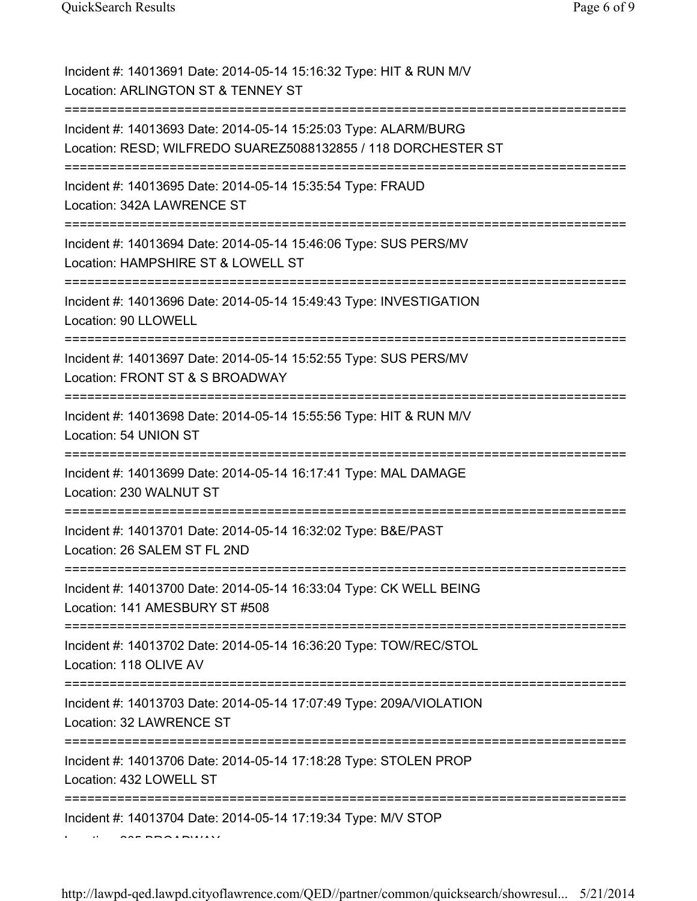Incident #: 14013691 Date: 2014-05-14 15:16:32 Type: HIT & RUN M/V
Location: ARLINGTON ST & TENNEY ST

===========================================================================

Incident #: 14013693 Date: 2014-05-14 15:25:03 Type: ALARM/BURG
Location: RESD; WILFREDO SUAREZ5088132855 / 118 DORCHESTER ST

===========================================================================

Incident #: 14013695 Date: 2014-05-14 15:35:54 Type: FRAUD
Location: 342A LAWRENCE ST

===========================================================================

Incident #: 14013694 Date: 2014-05-14 15:46:06 Type: SUS PERS/MV
Location: HAMPSHIRE ST & LOWELL ST

===========================================================================

Incident #: 14013696 Date: 2014-05-14 15:49:43 Type: INVESTIGATION
Location: 90 LLOWELL

===========================================================================

Incident #: 14013697 Date: 2014-05-14 15:52:55 Type: SUS PERS/MV
Location: FRONT ST & S BROADWAY

===========================================================================

Incident #: 14013698 Date: 2014-05-14 15:55:56 Type: HIT & RUN M/V
Location: 54 UNION ST

===========================================================================

Incident #: 14013699 Date: 2014-05-14 16:17:41 Type: MAL DAMAGE
Location: 230 WALNUT ST

===========================================================================

Incident #: 14013701 Date: 2014-05-14 16:32:02 Type: B&E/PAST
Location: 26 SALEM ST FL 2ND

===========================================================================

Incident #: 14013700 Date: 2014-05-14 16:33:04 Type: CK WELL BEING
Location: 141 AMESBURY ST #508

===========================================================================

Incident #: 14013702 Date: 2014-05-14 16:36:20 Type: TOW/REC/STOL
Location: 118 OLIVE AV

===========================================================================

Incident #: 14013703 Date: 2014-05-14 17:07:49 Type: 209A/VIOLATION
Location: 32 LAWRENCE ST

===========================================================================

Incident #: 14013706 Date: 2014-05-14 17:18:28 Type: STOLEN PROP
Location: 432 LOWELL ST

===========================================================================

Incident #: 14013704 Date: 2014-05-14 17:19:34 Type: M/V STOP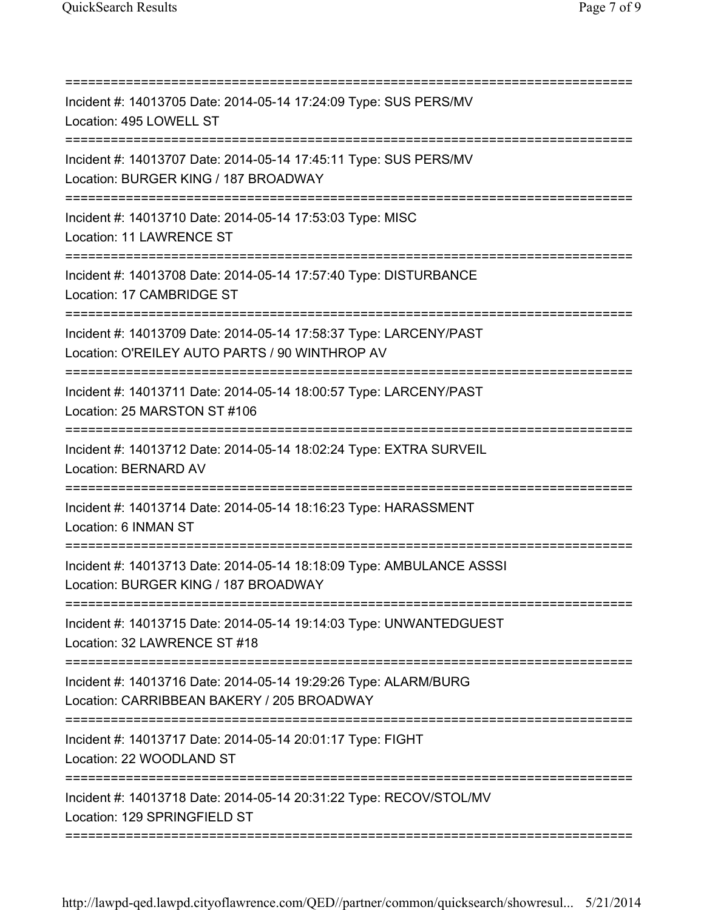===========================================================================

Incident #: 14013705 Date: 2014-05-14 17:24:09 Type: SUS PERS/MV
Location: 495 LOWELL ST

===========================================================================

Incident #: 14013707 Date: 2014-05-14 17:45:11 Type: SUS PERS/MV
Location: BURGER KING / 187 BROADWAY

===========================================================================

Incident #: 14013710 Date: 2014-05-14 17:53:03 Type: MISC
Location: 11 LAWRENCE ST

===========================================================================

Incident #: 14013708 Date: 2014-05-14 17:57:40 Type: DISTURBANCE
Location: 17 CAMBRIDGE ST

===========================================================================

Incident #: 14013709 Date: 2014-05-14 17:58:37 Type: LARCENY/PAST
Location: O'REILEY AUTO PARTS / 90 WINTHROP AV

===========================================================================

Incident #: 14013711 Date: 2014-05-14 18:00:57 Type: LARCENY/PAST
Location: 25 MARSTON ST #106

===========================================================================

Incident #: 14013712 Date: 2014-05-14 18:02:24 Type: EXTRA SURVEIL
Location: BERNARD AV

===========================================================================

Incident #: 14013714 Date: 2014-05-14 18:16:23 Type: HARASSMENT
Location: 6 INMAN ST

===========================================================================

Incident #: 14013713 Date: 2014-05-14 18:18:09 Type: AMBULANCE ASSSI
Location: BURGER KING / 187 BROADWAY

===========================================================================

Incident #: 14013715 Date: 2014-05-14 19:14:03 Type: UNWANTEDGUEST
Location: 32 LAWRENCE ST #18

===========================================================================

Incident #: 14013716 Date: 2014-05-14 19:29:26 Type: ALARM/BURG
Location: CARRIBBEAN BAKERY / 205 BROADWAY

===========================================================================

Incident #: 14013717 Date: 2014-05-14 20:01:17 Type: FIGHT
Location: 22 WOODLAND ST

===========================================================================

Incident #: 14013718 Date: 2014-05-14 20:31:22 Type: RECOV/STOL/MV
Location: 129 SPRINGFIELD ST

===========================================================================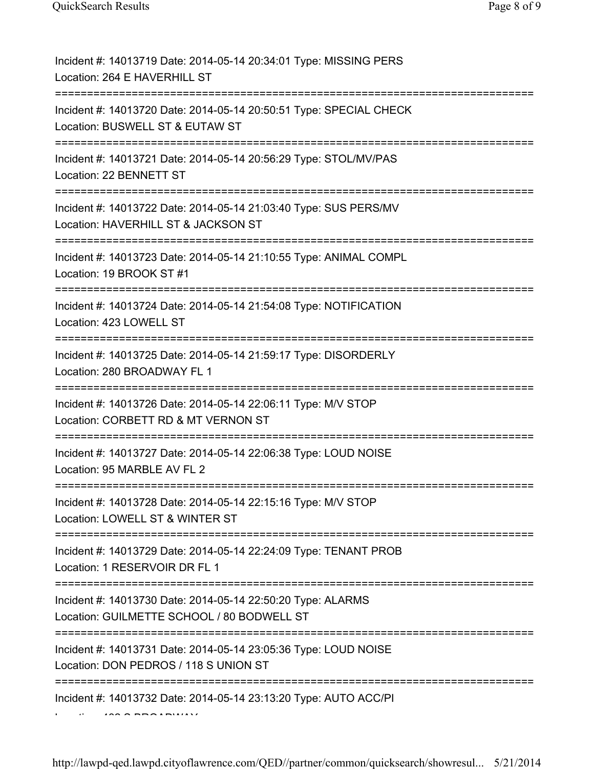Incident #: 14013719 Date: 2014-05-14 20:34:01 Type: MISSING PERS
Location: 264 E HAVERHILL ST

===========================================================================

Incident #: 14013720 Date: 2014-05-14 20:50:51 Type: SPECIAL CHECK
Location: BUSWELL ST & EUTAW ST

===========================================================================

Incident #: 14013721 Date: 2014-05-14 20:56:29 Type: STOL/MV/PAS
Location: 22 BENNETT ST

===========================================================================

Incident #: 14013722 Date: 2014-05-14 21:03:40 Type: SUS PERS/MV
Location: HAVERHILL ST & JACKSON ST

===========================================================================

Incident #: 14013723 Date: 2014-05-14 21:10:55 Type: ANIMAL COMPL
Location: 19 BROOK ST #1

===========================================================================

Incident #: 14013724 Date: 2014-05-14 21:54:08 Type: NOTIFICATION
Location: 423 LOWELL ST

===========================================================================

Incident #: 14013725 Date: 2014-05-14 21:59:17 Type: DISORDERLY
Location: 280 BROADWAY FL 1

===========================================================================

Incident #: 14013726 Date: 2014-05-14 22:06:11 Type: M/V STOP
Location: CORBETT RD & MT VERNON ST

===========================================================================

Incident #: 14013727 Date: 2014-05-14 22:06:38 Type: LOUD NOISE
Location: 95 MARBLE AV FL 2

===========================================================================

Incident #: 14013728 Date: 2014-05-14 22:15:16 Type: M/V STOP
Location: LOWELL ST & WINTER ST

===========================================================================

Incident #: 14013729 Date: 2014-05-14 22:24:09 Type: TENANT PROB
Location: 1 RESERVOIR DR FL 1

===========================================================================

Incident #: 14013730 Date: 2014-05-14 22:50:20 Type: ALARMS
Location: GUILMETTE SCHOOL / 80 BODWELL ST

===========================================================================

Incident #: 14013731 Date: 2014-05-14 23:05:36 Type: LOUD NOISE
Location: DON PEDROS / 118 S UNION ST

===========================================================================

Incident #: 14013732 Date: 2014-05-14 23:13:20 Type: AUTO ACC/PI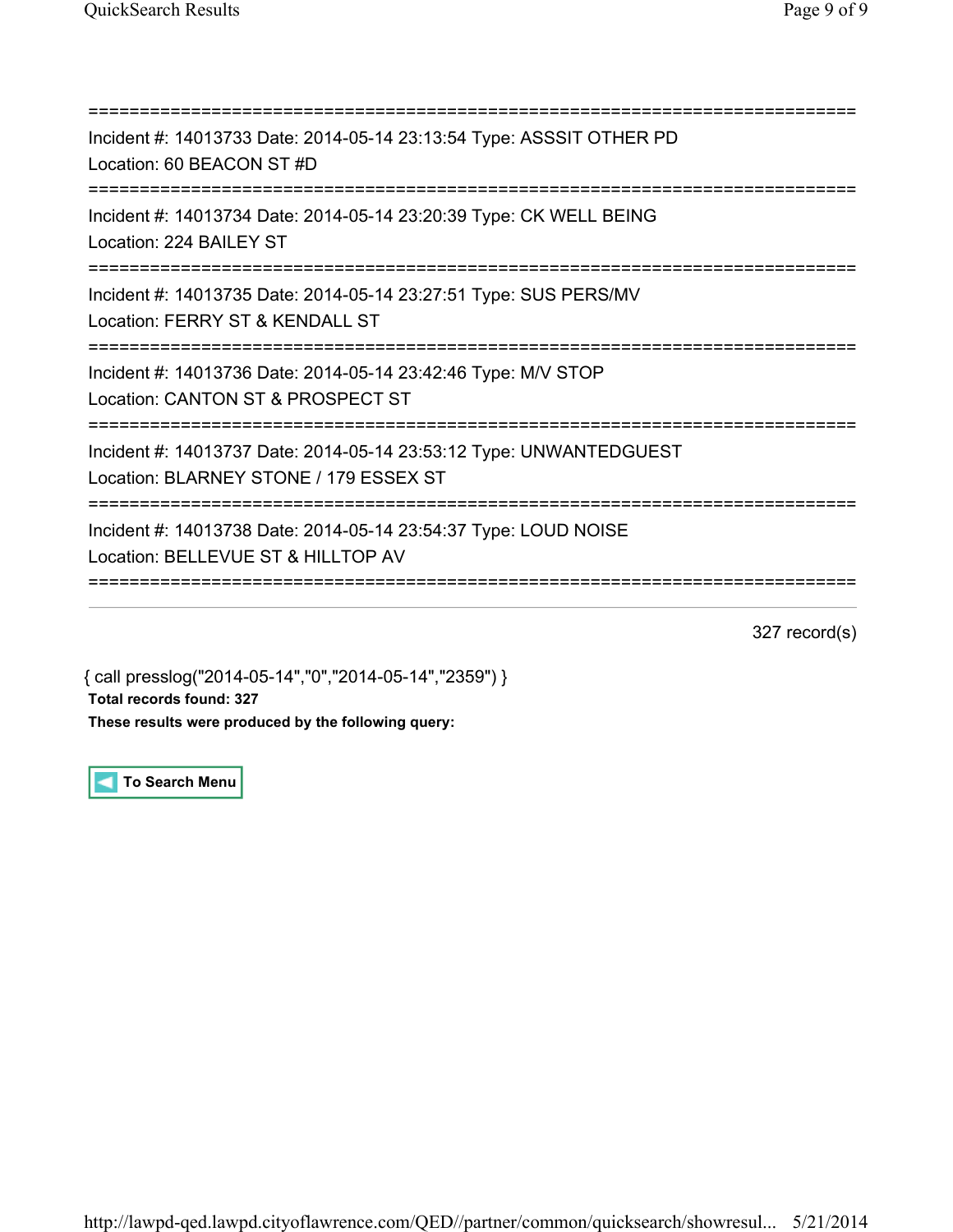===========================================================================

Incident #: 14013733 Date: 2014-05-14 23:13:54 Type: ASSSIT OTHER PD

Location: 60 BEACON ST #D

===========================================================================

Incident #: 14013734 Date: 2014-05-14 23:20:39 Type: CK WELL BEING

Location: 224 BAILEY ST

===========================================================================

Incident #: 14013735 Date: 2014-05-14 23:27:51 Type: SUS PERS/MV

Location: FERRY ST & KENDALL ST

===========================================================================

Incident #: 14013736 Date: 2014-05-14 23:42:46 Type: M/V STOP

Location: CANTON ST & PROSPECT ST

===========================================================================

Incident #: 14013737 Date: 2014-05-14 23:53:12 Type: UNWANTEDGUEST

Location: BLARNEY STONE / 179 ESSEX ST

===========================================================================

Incident #: 14013738 Date: 2014-05-14 23:54:37 Type: LOUD NOISE

Location: BELLEVUE ST & HILLTOP AV

===========================================================================

327 record(s)

{ call presslog("2014-05-14","0","2014-05-14","2359") }

**Total records found: 327**

**These results were produced by the following query:**

To Search Menu